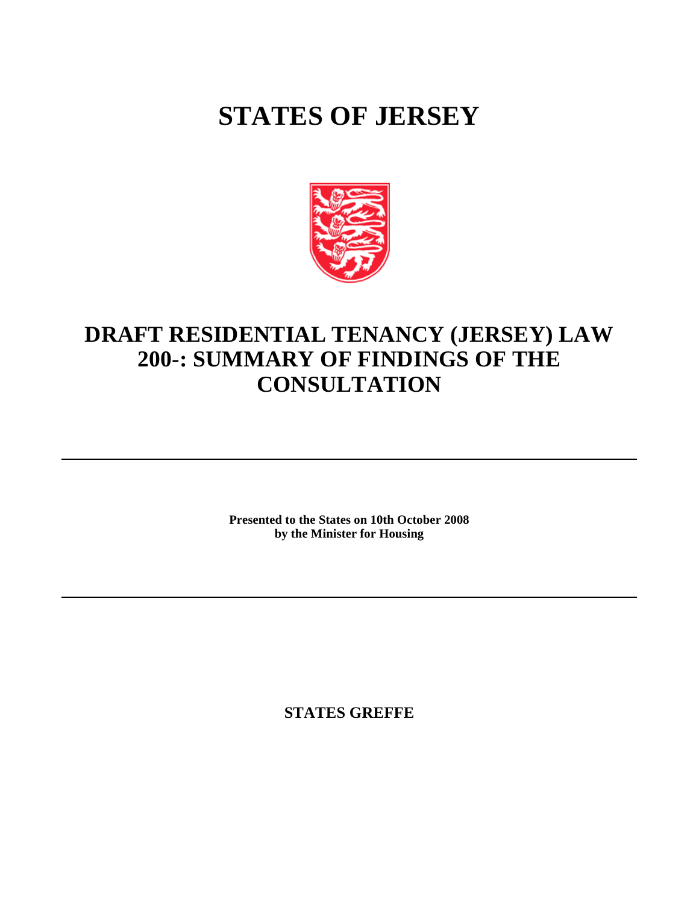# STATES OF JERSEY

## DRAFT RESIDENTIAL TENANCY (JERSEY) LAW 200-: SUMMARY OF FINDINGS OF THE CONSULTATION

---

**Presented to the States on 10th October 2008**
**by the Minister for Housing**

---

**STATES GREFFE**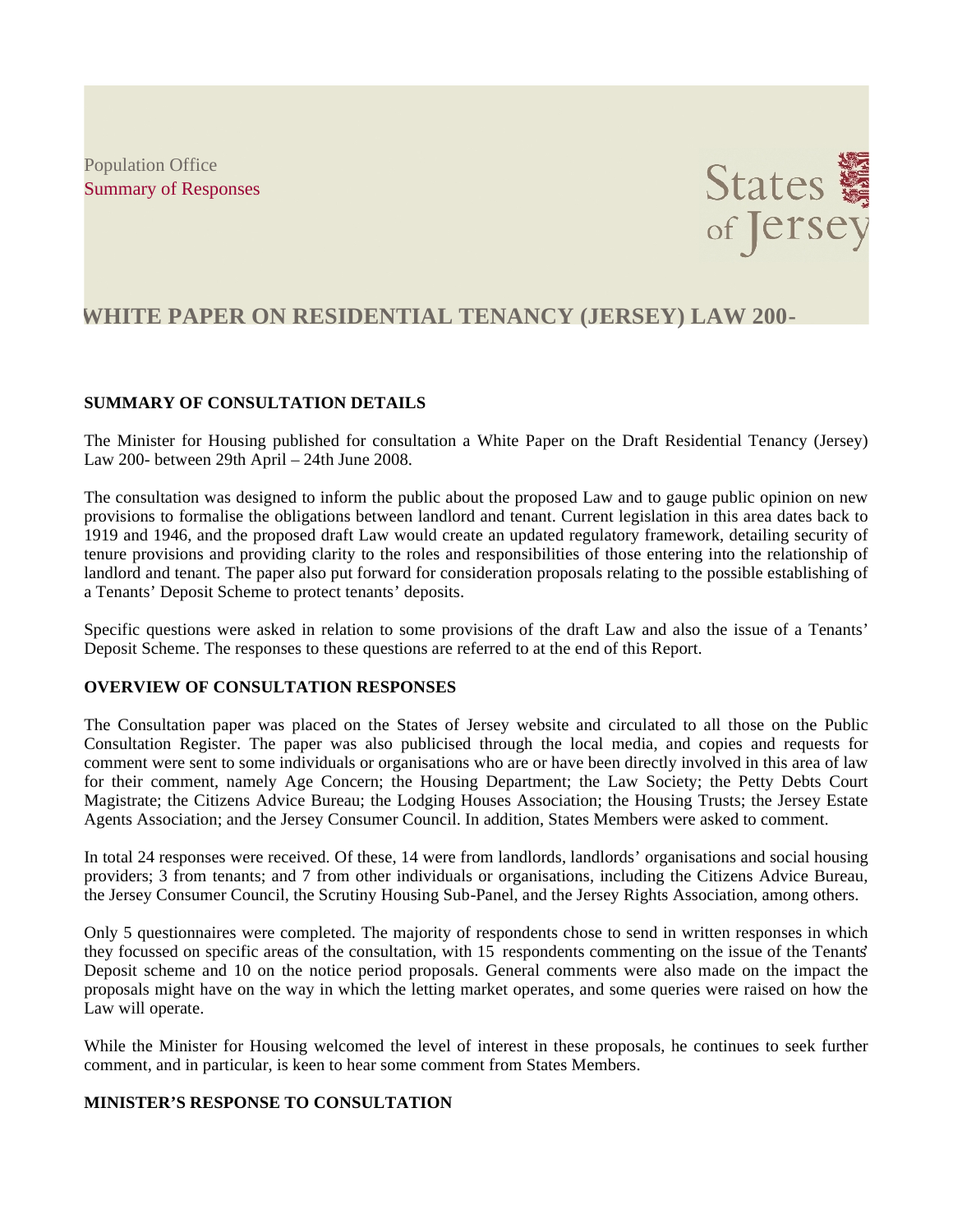Population Office
Summary of Responses

# WHITE PAPER ON RESIDENTIAL TENANCY (JERSEY) LAW 200-

## SUMMARY OF CONSULTATION DETAILS

The Minister for Housing published for consultation a White Paper on the Draft Residential Tenancy (Jersey) Law 200- between 29th April – 24th June 2008.

The consultation was designed to inform the public about the proposed Law and to gauge public opinion on new provisions to formalise the obligations between landlord and tenant. Current legislation in this area dates back to 1919 and 1946, and the proposed draft Law would create an updated regulatory framework, detailing security of tenure provisions and providing clarity to the roles and responsibilities of those entering into the relationship of landlord and tenant. The paper also put forward for consideration proposals relating to the possible establishing of a Tenants' Deposit Scheme to protect tenants' deposits.

Specific questions were asked in relation to some provisions of the draft Law and also the issue of a Tenants' Deposit Scheme. The responses to these questions are referred to at the end of this Report.

## OVERVIEW OF CONSULTATION RESPONSES

The Consultation paper was placed on the States of Jersey website and circulated to all those on the Public Consultation Register. The paper was also publicised through the local media, and copies and requests for comment were sent to some individuals or organisations who are or have been directly involved in this area of law for their comment, namely Age Concern; the Housing Department; the Law Society; the Petty Debts Court Magistrate; the Citizens Advice Bureau; the Lodging Houses Association; the Housing Trusts; the Jersey Estate Agents Association; and the Jersey Consumer Council. In addition, States Members were asked to comment.

In total 24 responses were received. Of these, 14 were from landlords, landlords' organisations and social housing providers; 3 from tenants; and 7 from other individuals or organisations, including the Citizens Advice Bureau, the Jersey Consumer Council, the Scrutiny Housing Sub-Panel, and the Jersey Rights Association, among others.

Only 5 questionnaires were completed. The majority of respondents chose to send in written responses in which they focussed on specific areas of the consultation, with 15 respondents commenting on the issue of the Tenants' Deposit scheme and 10 on the notice period proposals. General comments were also made on the impact the proposals might have on the way in which the letting market operates, and some queries were raised on how the Law will operate.

While the Minister for Housing welcomed the level of interest in these proposals, he continues to seek further comment, and in particular, is keen to hear some comment from States Members.

## MINISTER'S RESPONSE TO CONSULTATION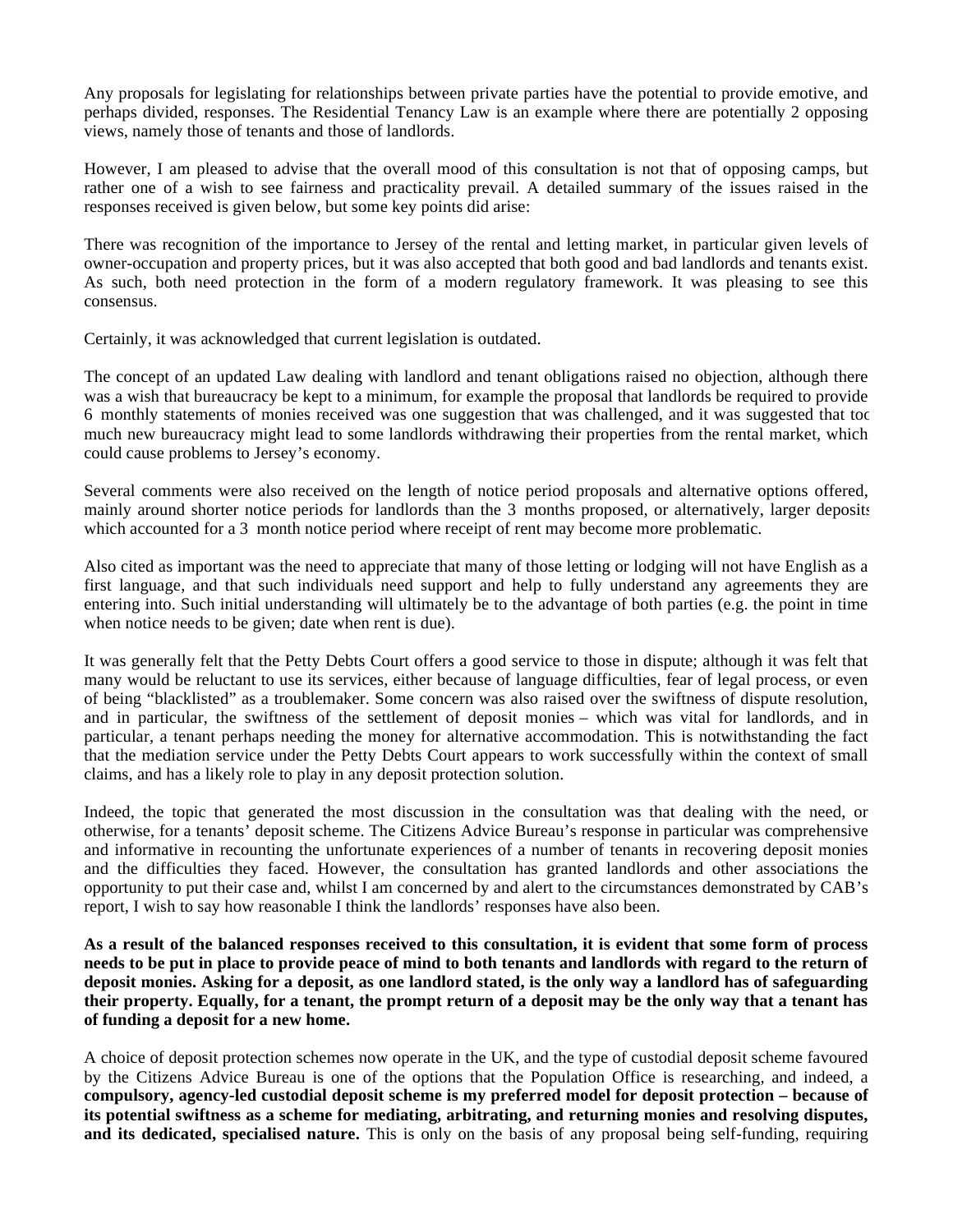Any proposals for legislating for relationships between private parties have the potential to provide emotive, and perhaps divided, responses. The Residential Tenancy Law is an example where there are potentially 2 opposing views, namely those of tenants and those of landlords.

However, I am pleased to advise that the overall mood of this consultation is not that of opposing camps, but rather one of a wish to see fairness and practicality prevail. A detailed summary of the issues raised in the responses received is given below, but some key points did arise:

There was recognition of the importance to Jersey of the rental and letting market, in particular given levels of owner-occupation and property prices, but it was also accepted that both good and bad landlords and tenants exist. As such, both need protection in the form of a modern regulatory framework. It was pleasing to see this consensus.

Certainly, it was acknowledged that current legislation is outdated.

The concept of an updated Law dealing with landlord and tenant obligations raised no objection, although there was a wish that bureaucracy be kept to a minimum, for example the proposal that landlords be required to provide 6 monthly statements of monies received was one suggestion that was challenged, and it was suggested that too much new bureaucracy might lead to some landlords withdrawing their properties from the rental market, which could cause problems to Jersey's economy.

Several comments were also received on the length of notice period proposals and alternative options offered, mainly around shorter notice periods for landlords than the 3 months proposed, or alternatively, larger deposits which accounted for a 3 month notice period where receipt of rent may become more problematic.

Also cited as important was the need to appreciate that many of those letting or lodging will not have English as a first language, and that such individuals need support and help to fully understand any agreements they are entering into. Such initial understanding will ultimately be to the advantage of both parties (e.g. the point in time when notice needs to be given; date when rent is due).

It was generally felt that the Petty Debts Court offers a good service to those in dispute; although it was felt that many would be reluctant to use its services, either because of language difficulties, fear of legal process, or even of being "blacklisted" as a troublemaker. Some concern was also raised over the swiftness of dispute resolution, and in particular, the swiftness of the settlement of deposit monies – which was vital for landlords, and in particular, a tenant perhaps needing the money for alternative accommodation. This is notwithstanding the fact that the mediation service under the Petty Debts Court appears to work successfully within the context of small claims, and has a likely role to play in any deposit protection solution.

Indeed, the topic that generated the most discussion in the consultation was that dealing with the need, or otherwise, for a tenants' deposit scheme. The Citizens Advice Bureau's response in particular was comprehensive and informative in recounting the unfortunate experiences of a number of tenants in recovering deposit monies and the difficulties they faced. However, the consultation has granted landlords and other associations the opportunity to put their case and, whilst I am concerned by and alert to the circumstances demonstrated by CAB's report, I wish to say how reasonable I think the landlords' responses have also been.

**As a result of the balanced responses received to this consultation, it is evident that some form of process needs to be put in place to provide peace of mind to both tenants and landlords with regard to the return of deposit monies. Asking for a deposit, as one landlord stated, is the only way a landlord has of safeguarding their property. Equally, for a tenant, the prompt return of a deposit may be the only way that a tenant has of funding a deposit for a new home.**

A choice of deposit protection schemes now operate in the UK, and the type of custodial deposit scheme favoured by the Citizens Advice Bureau is one of the options that the Population Office is researching, and indeed, a **compulsory, agency-led custodial deposit scheme is my preferred model for deposit protection – because of its potential swiftness as a scheme for mediating, arbitrating, and returning monies and resolving disputes, and its dedicated, specialised nature.** This is only on the basis of any proposal being self-funding, requiring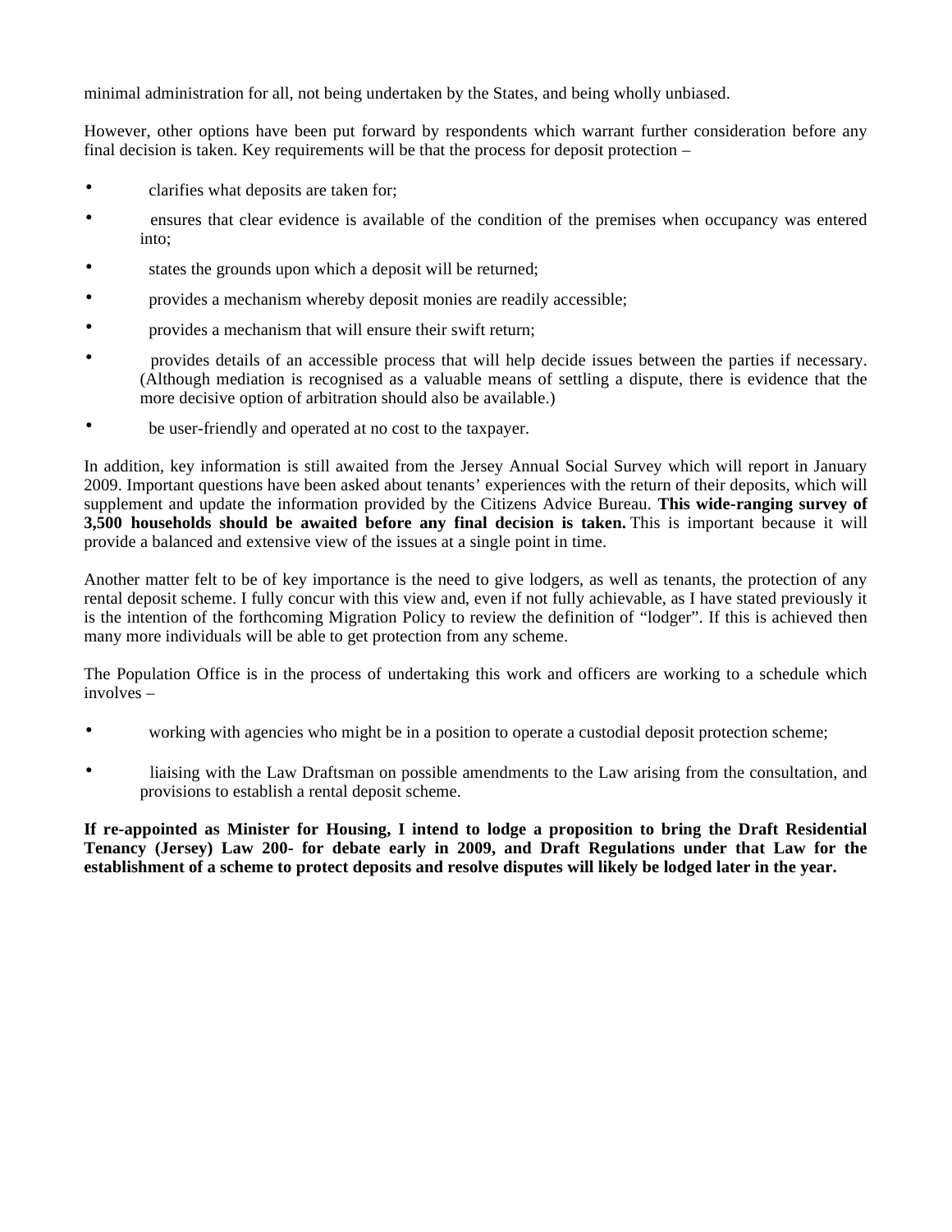minimal administration for all, not being undertaken by the States, and being wholly unbiased.

However, other options have been put forward by respondents which warrant further consideration before any final decision is taken. Key requirements will be that the process for deposit protection –

- clarifies what deposits are taken for;
- ensures that clear evidence is available of the condition of the premises when occupancy was entered into;
- states the grounds upon which a deposit will be returned;
- provides a mechanism whereby deposit monies are readily accessible;
- provides a mechanism that will ensure their swift return;
- provides details of an accessible process that will help decide issues between the parties if necessary. (Although mediation is recognised as a valuable means of settling a dispute, there is evidence that the more decisive option of arbitration should also be available.)
- be user-friendly and operated at no cost to the taxpayer.

In addition, key information is still awaited from the Jersey Annual Social Survey which will report in January 2009. Important questions have been asked about tenants' experiences with the return of their deposits, which will supplement and update the information provided by the Citizens Advice Bureau. **This wide-ranging survey of 3,500 households should be awaited before any final decision is taken.** This is important because it will provide a balanced and extensive view of the issues at a single point in time.

Another matter felt to be of key importance is the need to give lodgers, as well as tenants, the protection of any rental deposit scheme. I fully concur with this view and, even if not fully achievable, as I have stated previously it is the intention of the forthcoming Migration Policy to review the definition of "lodger". If this is achieved then many more individuals will be able to get protection from any scheme.

The Population Office is in the process of undertaking this work and officers are working to a schedule which involves –

- working with agencies who might be in a position to operate a custodial deposit protection scheme;
- liaising with the Law Draftsman on possible amendments to the Law arising from the consultation, and provisions to establish a rental deposit scheme.

**If re-appointed as Minister for Housing, I intend to lodge a proposition to bring the Draft Residential Tenancy (Jersey) Law 200- for debate early in 2009, and Draft Regulations under that Law for the establishment of a scheme to protect deposits and resolve disputes will likely be lodged later in the year.**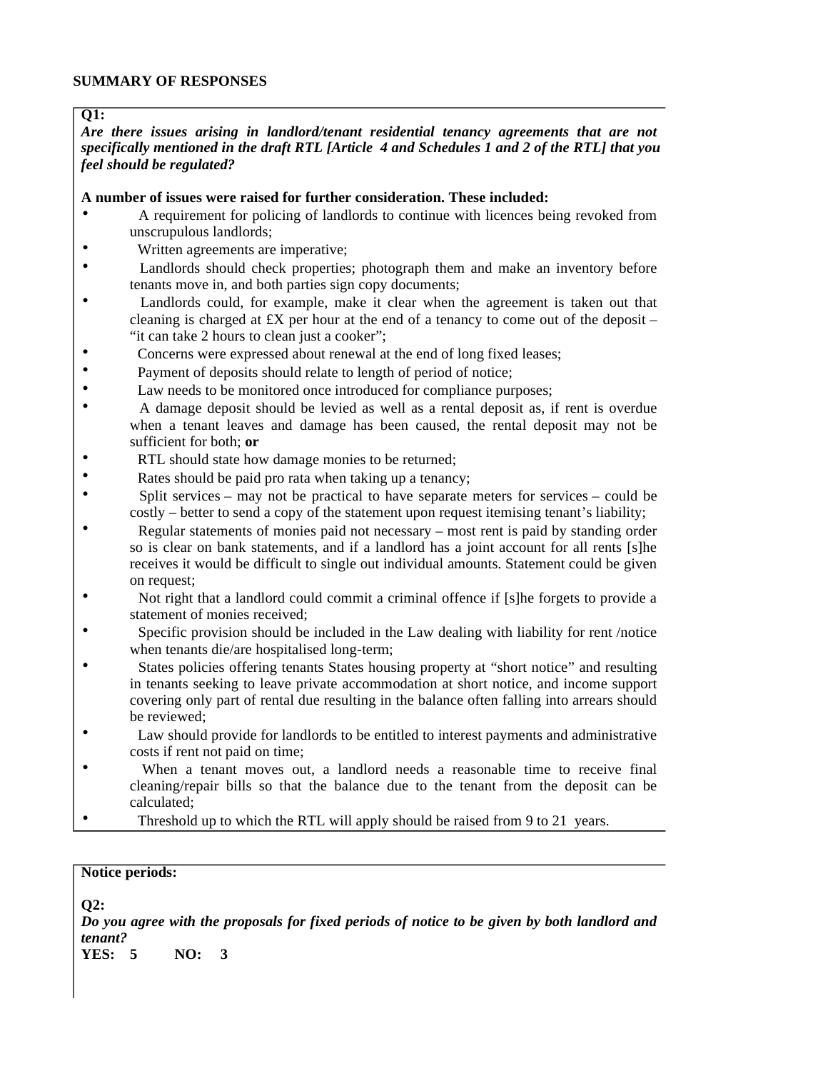**SUMMARY OF RESPONSES**

**Q1:**

***Are there issues arising in landlord/tenant residential tenancy agreements that are not specifically mentioned in the draft RTL [Article 4 and Schedules 1 and 2 of the RTL] that you feel should be regulated?***

**A number of issues were raised for further consideration. These included:**

- A requirement for policing of landlords to continue with licences being revoked from unscrupulous landlords;
- Written agreements are imperative;
- Landlords should check properties; photograph them and make an inventory before tenants move in, and both parties sign copy documents;
- Landlords could, for example, make it clear when the agreement is taken out that cleaning is charged at £X per hour at the end of a tenancy to come out of the deposit – "it can take 2 hours to clean just a cooker";
- Concerns were expressed about renewal at the end of long fixed leases;
- Payment of deposits should relate to length of period of notice;
- Law needs to be monitored once introduced for compliance purposes;
- A damage deposit should be levied as well as a rental deposit as, if rent is overdue when a tenant leaves and damage has been caused, the rental deposit may not be sufficient for both; **or**
- RTL should state how damage monies to be returned;
- Rates should be paid pro rata when taking up a tenancy;
- Split services – may not be practical to have separate meters for services – could be costly – better to send a copy of the statement upon request itemising tenant's liability;
- Regular statements of monies paid not necessary – most rent is paid by standing order so is clear on bank statements, and if a landlord has a joint account for all rents [s]he receives it would be difficult to single out individual amounts. Statement could be given on request;
- Not right that a landlord could commit a criminal offence if [s]he forgets to provide a statement of monies received;
- Specific provision should be included in the Law dealing with liability for rent /notice when tenants die/are hospitalised long-term;
- States policies offering tenants States housing property at "short notice" and resulting in tenants seeking to leave private accommodation at short notice, and income support covering only part of rental due resulting in the balance often falling into arrears should be reviewed;
- Law should provide for landlords to be entitled to interest payments and administrative costs if rent not paid on time;
- When a tenant moves out, a landlord needs a reasonable time to receive final cleaning/repair bills so that the balance due to the tenant from the deposit can be calculated;
- Threshold up to which the RTL will apply should be raised from 9 to 21 years.

**Notice periods:**

**Q2:**

***Do you agree with the proposals for fixed periods of notice to be given by both landlord and tenant?***

**YES: 5 NO: 3**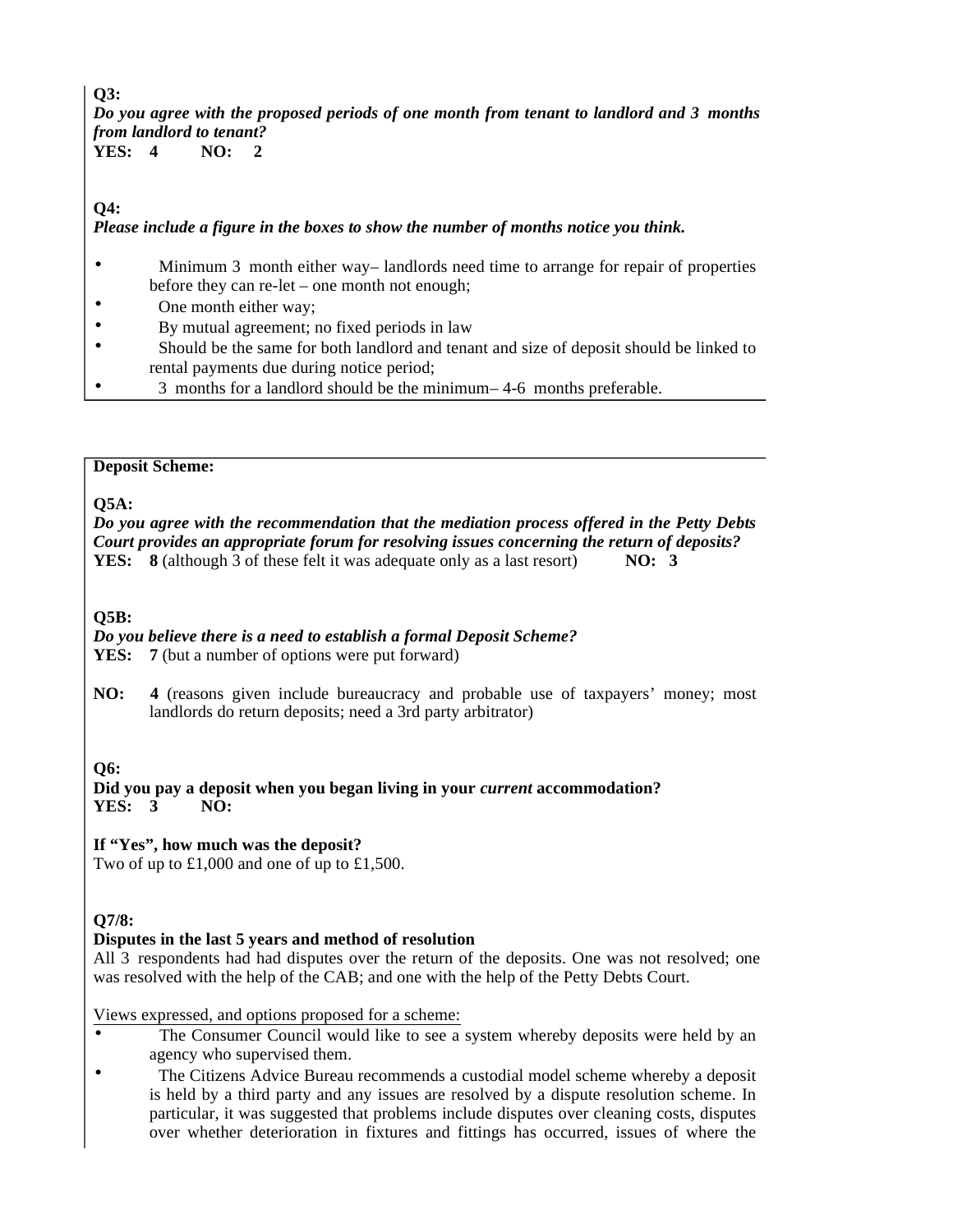**Q3:**

***Do you agree with the proposed periods of one month from tenant to landlord and 3 months from landlord to tenant?***

**YES: 4 NO: 2**

**Q4:**

***Please include a figure in the boxes to show the number of months notice you think.***

- Minimum 3 month either way– landlords need time to arrange for repair of properties before they can re-let – one month not enough;
- One month either way;
- By mutual agreement; no fixed periods in law
- Should be the same for both landlord and tenant and size of deposit should be linked to rental payments due during notice period;
- 3 months for a landlord should be the minimum– 4-6 months preferable.

**Deposit Scheme:**

**Q5A:**

***Do you agree with the recommendation that the mediation process offered in the Petty Debts Court provides an appropriate forum for resolving issues concerning the return of deposits?***

**YES: 8** (although 3 of these felt it was adequate only as a last resort) **NO: 3**

**Q5B:**

***Do you believe there is a need to establish a formal Deposit Scheme?***

**YES: 7** (but a number of options were put forward)

**NO: 4** (reasons given include bureaucracy and probable use of taxpayers' money; most landlords do return deposits; need a 3rd party arbitrator)

**Q6:**

**Did you pay a deposit when you began living in your *current* accommodation?**

**YES: 3 NO:**

**If "Yes", how much was the deposit?**

Two of up to £1,000 and one of up to £1,500.

**Q7/8:**

**Disputes in the last 5 years and method of resolution**

All 3 respondents had had disputes over the return of the deposits. One was not resolved; one was resolved with the help of the CAB; and one with the help of the Petty Debts Court.

<u>Views expressed, and options proposed for a scheme:</u>

- The Consumer Council would like to see a system whereby deposits were held by an agency who supervised them.
- The Citizens Advice Bureau recommends a custodial model scheme whereby a deposit is held by a third party and any issues are resolved by a dispute resolution scheme. In particular, it was suggested that problems include disputes over cleaning costs, disputes over whether deterioration in fixtures and fittings has occurred, issues of where the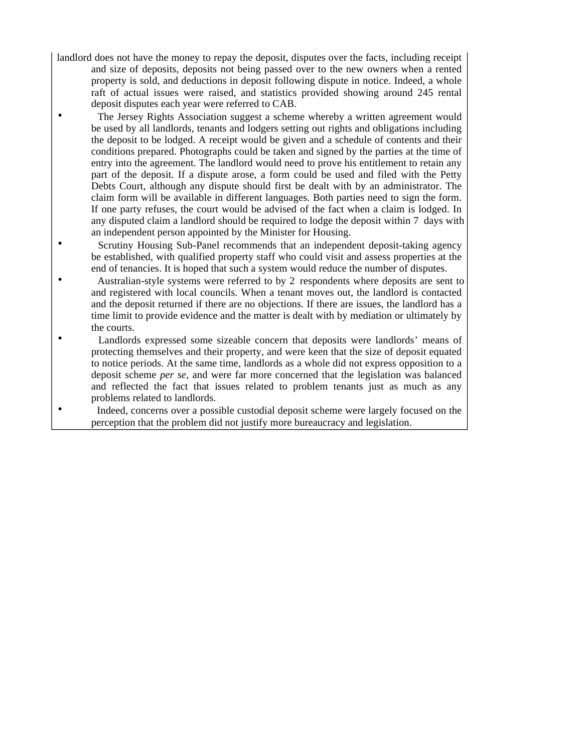landlord does not have the money to repay the deposit, disputes over the facts, including receipt and size of deposits, deposits not being passed over to the new owners when a rented property is sold, and deductions in deposit following dispute in notice. Indeed, a whole raft of actual issues were raised, and statistics provided showing around 245 rental deposit disputes each year were referred to CAB.

- The Jersey Rights Association suggest a scheme whereby a written agreement would be used by all landlords, tenants and lodgers setting out rights and obligations including the deposit to be lodged. A receipt would be given and a schedule of contents and their conditions prepared. Photographs could be taken and signed by the parties at the time of entry into the agreement. The landlord would need to prove his entitlement to retain any part of the deposit. If a dispute arose, a form could be used and filed with the Petty Debts Court, although any dispute should first be dealt with by an administrator. The claim form will be available in different languages. Both parties need to sign the form. If one party refuses, the court would be advised of the fact when a claim is lodged. In any disputed claim a landlord should be required to lodge the deposit within 7 days with an independent person appointed by the Minister for Housing.
- Scrutiny Housing Sub-Panel recommends that an independent deposit-taking agency be established, with qualified property staff who could visit and assess properties at the end of tenancies. It is hoped that such a system would reduce the number of disputes.
- Australian-style systems were referred to by 2 respondents where deposits are sent to and registered with local councils. When a tenant moves out, the landlord is contacted and the deposit returned if there are no objections. If there are issues, the landlord has a time limit to provide evidence and the matter is dealt with by mediation or ultimately by the courts.
- Landlords expressed some sizeable concern that deposits were landlords' means of protecting themselves and their property, and were keen that the size of deposit equated to notice periods. At the same time, landlords as a whole did not express opposition to a deposit scheme *per se*, and were far more concerned that the legislation was balanced and reflected the fact that issues related to problem tenants just as much as any problems related to landlords.
- Indeed, concerns over a possible custodial deposit scheme were largely focused on the perception that the problem did not justify more bureaucracy and legislation.